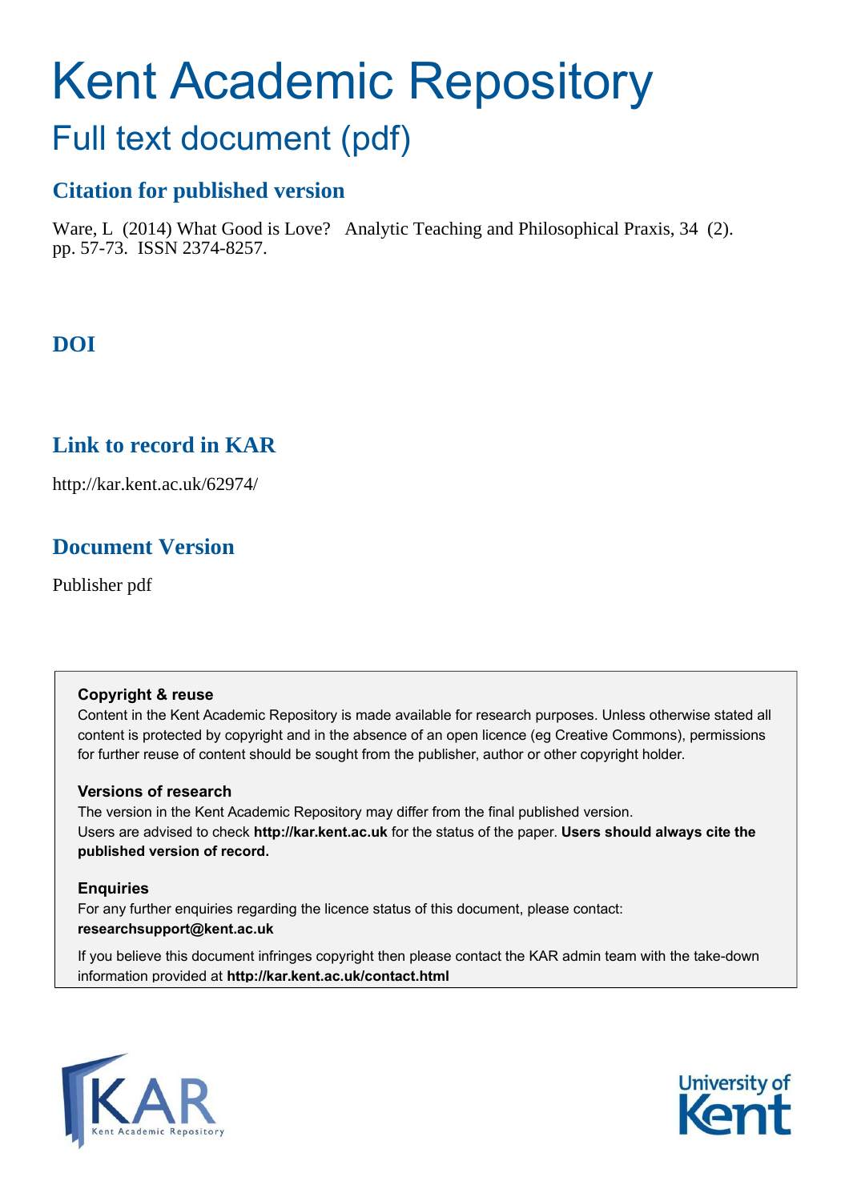# Kent Academic Repository

## Full text document (pdf)

### Citation for published version

Ware, L (2014) What Good is Love? Analytic Teaching and Philosophical Praxis, 34 (2). pp. 57-73. ISSN 2374-8257.

### DOI

### Link to record in KAR

http://kar.kent.ac.uk/62974/

### Document Version

Publisher pdf

**Copyright & reuse**
Content in the Kent Academic Repository is made available for research purposes. Unless otherwise stated all content is protected by copyright and in the absence of an open licence (eg Creative Commons), permissions for further reuse of content should be sought from the publisher, author or other copyright holder.

**Versions of research**
The version in the Kent Academic Repository may differ from the final published version. Users are advised to check **http://kar.kent.ac.uk** for the status of the paper. **Users should always cite the published version of record.**

**Enquiries**
For any further enquiries regarding the licence status of this document, please contact: **researchsupport@kent.ac.uk**

If you believe this document infringes copyright then please contact the KAR admin team with the take-down information provided at **http://kar.kent.ac.uk/contact.html**

KAR Kent Academic Repository

University of Kent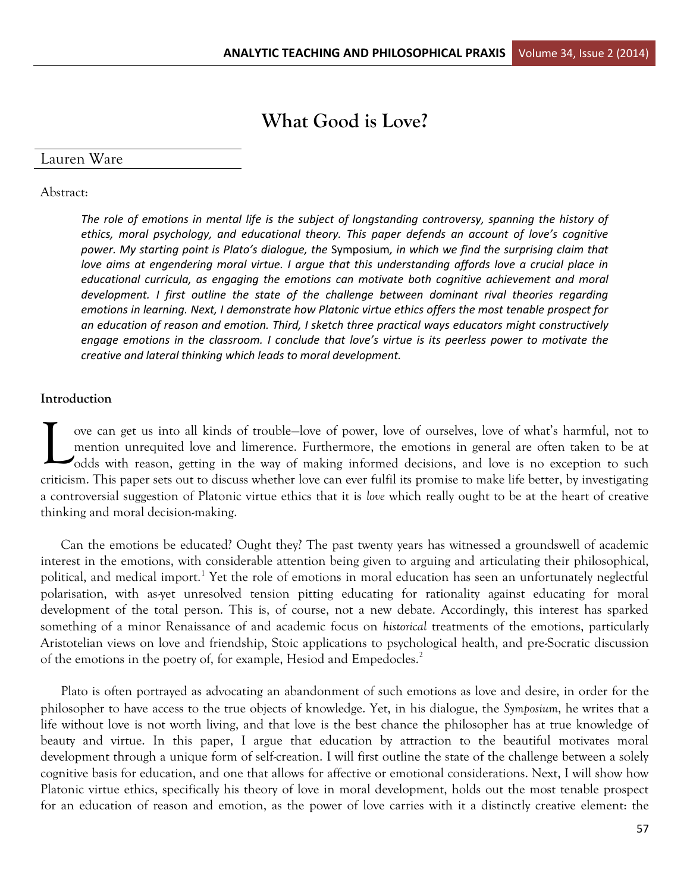# What Good is Love?

Lauren Ware

Abstract:

*The role of emotions in mental life is the subject of longstanding controversy, spanning the history of ethics, moral psychology, and educational theory. This paper defends an account of love's cognitive power. My starting point is Plato's dialogue, the* Symposium, *in which we find the surprising claim that love aims at engendering moral virtue. I argue that this understanding affords love a crucial place in educational curricula, as engaging the emotions can motivate both cognitive achievement and moral development. I first outline the state of the challenge between dominant rival theories regarding emotions in learning. Next, I demonstrate how Platonic virtue ethics offers the most tenable prospect for an education of reason and emotion. Third, I sketch three practical ways educators might constructively engage emotions in the classroom. I conclude that love's virtue is its peerless power to motivate the creative and lateral thinking which leads to moral development.*

## Introduction

Love can get us into all kinds of trouble—love of power, love of ourselves, love of what's harmful, not to mention unrequited love and limerence. Furthermore, the emotions in general are often taken to be at odds with reason, getting in the way of making informed decisions, and love is no exception to such criticism. This paper sets out to discuss whether love can ever fulfil its promise to make life better, by investigating a controversial suggestion of Platonic virtue ethics that it is *love* which really ought to be at the heart of creative thinking and moral decision-making.

Can the emotions be educated? Ought they? The past twenty years has witnessed a groundswell of academic interest in the emotions, with considerable attention being given to arguing and articulating their philosophical, political, and medical import.[1] Yet the role of emotions in moral education has seen an unfortunately neglectful polarisation, with as-yet unresolved tension pitting educating for rationality against educating for moral development of the total person. This is, of course, not a new debate. Accordingly, this interest has sparked something of a minor Renaissance of and academic focus on *historical* treatments of the emotions, particularly Aristotelian views on love and friendship, Stoic applications to psychological health, and pre-Socratic discussion of the emotions in the poetry of, for example, Hesiod and Empedocles.[2]

Plato is often portrayed as advocating an abandonment of such emotions as love and desire, in order for the philosopher to have access to the true objects of knowledge. Yet, in his dialogue, the *Symposium*, he writes that a life without love is not worth living, and that love is the best chance the philosopher has at true knowledge of beauty and virtue. In this paper, I argue that education by attraction to the beautiful motivates moral development through a unique form of self-creation. I will first outline the state of the challenge between a solely cognitive basis for education, and one that allows for affective or emotional considerations. Next, I will show how Platonic virtue ethics, specifically his theory of love in moral development, holds out the most tenable prospect for an education of reason and emotion, as the power of love carries with it a distinctly creative element: the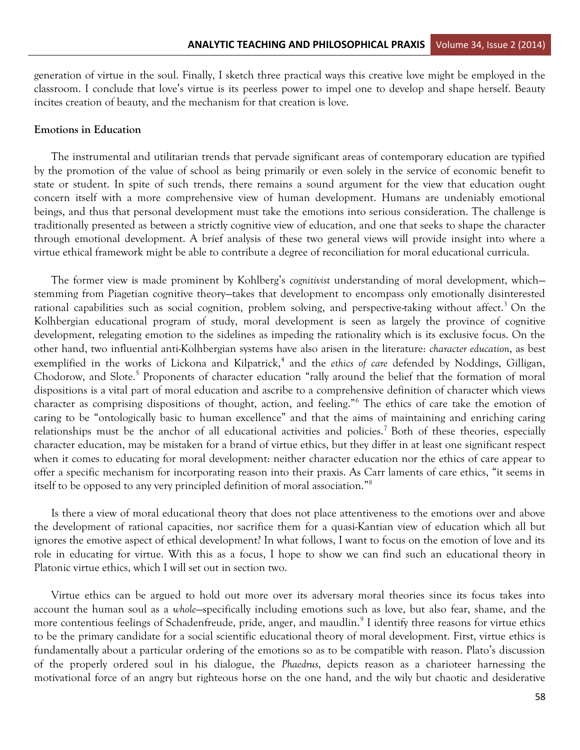generation of virtue in the soul. Finally, I sketch three practical ways this creative love might be employed in the classroom. I conclude that love's virtue is its peerless power to impel one to develop and shape herself. Beauty incites creation of beauty, and the mechanism for that creation is love.

**Emotions in Education**

The instrumental and utilitarian trends that pervade significant areas of contemporary education are typified by the promotion of the value of school as being primarily or even solely in the service of economic benefit to state or student. In spite of such trends, there remains a sound argument for the view that education ought concern itself with a more comprehensive view of human development. Humans are undeniably emotional beings, and thus that personal development must take the emotions into serious consideration. The challenge is traditionally presented as between a strictly cognitive view of education, and one that seeks to shape the character through emotional development. A brief analysis of these two general views will provide insight into where a virtue ethical framework might be able to contribute a degree of reconciliation for moral educational curricula.

The former view is made prominent by Kohlberg's *cognitivist* understanding of moral development, which—stemming from Piagetian cognitive theory—takes that development to encompass only emotionally disinterested rational capabilities such as social cognition, problem solving, and perspective-taking without affect.[3] On the Kolhbergian educational program of study, moral development is seen as largely the province of cognitive development, relegating emotion to the sidelines as impeding the rationality which is its exclusive focus. On the other hand, two influential anti-Kolhbergian systems have also arisen in the literature: *character education*, as best exemplified in the works of Lickona and Kilpatrick,[4] and the *ethics of care* defended by Noddings, Gilligan, Chodorow, and Slote.[5] Proponents of character education "rally around the belief that the formation of moral dispositions is a vital part of moral education and ascribe to a comprehensive definition of character which views character as comprising dispositions of thought, action, and feeling."[6] The ethics of care take the emotion of caring to be "ontologically basic to human excellence" and that the aims of maintaining and enriching caring relationships must be the anchor of all educational activities and policies.[7] Both of these theories, especially character education, may be mistaken for a brand of virtue ethics, but they differ in at least one significant respect when it comes to educating for moral development: neither character education nor the ethics of care appear to offer a specific mechanism for incorporating reason into their praxis. As Carr laments of care ethics, "it seems in itself to be opposed to any very principled definition of moral association."[8]

Is there a view of moral educational theory that does not place attentiveness to the emotions over and above the development of rational capacities, nor sacrifice them for a quasi-Kantian view of education which all but ignores the emotive aspect of ethical development? In what follows, I want to focus on the emotion of love and its role in educating for virtue. With this as a focus, I hope to show we can find such an educational theory in Platonic virtue ethics, which I will set out in section two.

Virtue ethics can be argued to hold out more over its adversary moral theories since its focus takes into account the human soul as a *whole*—specifically including emotions such as love, but also fear, shame, and the more contentious feelings of Schadenfreude, pride, anger, and maudlin.[9] I identify three reasons for virtue ethics to be the primary candidate for a social scientific educational theory of moral development. First, virtue ethics is fundamentally about a particular ordering of the emotions so as to be compatible with reason. Plato's discussion of the properly ordered soul in his dialogue, the *Phaedrus*, depicts reason as a charioteer harnessing the motivational force of an angry but righteous horse on the one hand, and the wily but chaotic and desiderative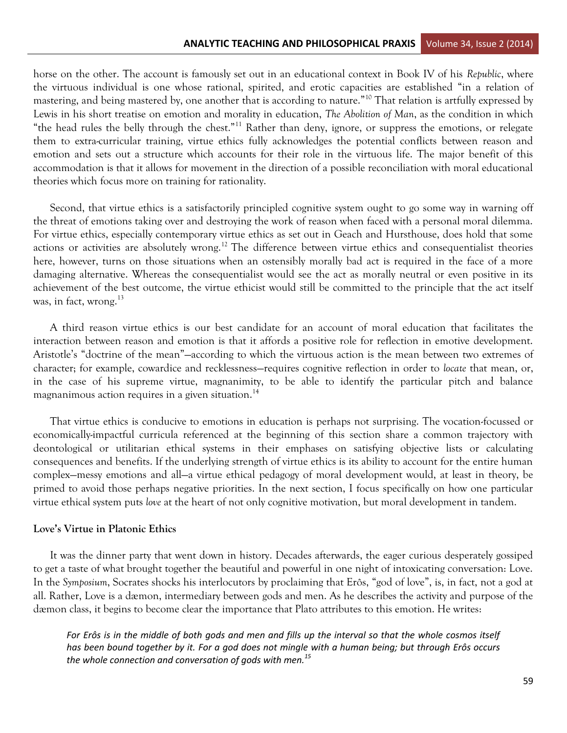horse on the other. The account is famously set out in an educational context in Book IV of his *Republic*, where the virtuous individual is one whose rational, spirited, and erotic capacities are established "in a relation of mastering, and being mastered by, one another that is according to nature."[10] That relation is artfully expressed by Lewis in his short treatise on emotion and morality in education, *The Abolition of Man*, as the condition in which "the head rules the belly through the chest."[11] Rather than deny, ignore, or suppress the emotions, or relegate them to extra-curricular training, virtue ethics fully acknowledges the potential conflicts between reason and emotion and sets out a structure which accounts for their role in the virtuous life. The major benefit of this accommodation is that it allows for movement in the direction of a possible reconciliation with moral educational theories which focus more on training for rationality.

Second, that virtue ethics is a satisfactorily principled cognitive system ought to go some way in warning off the threat of emotions taking over and destroying the work of reason when faced with a personal moral dilemma. For virtue ethics, especially contemporary virtue ethics as set out in Geach and Hursthouse, does hold that some actions or activities are absolutely wrong.[12] The difference between virtue ethics and consequentialist theories here, however, turns on those situations when an ostensibly morally bad act is required in the face of a more damaging alternative. Whereas the consequentialist would see the act as morally neutral or even positive in its achievement of the best outcome, the virtue ethicist would still be committed to the principle that the act itself was, in fact, wrong.[13]

A third reason virtue ethics is our best candidate for an account of moral education that facilitates the interaction between reason and emotion is that it affords a positive role for reflection in emotive development. Aristotle's "doctrine of the mean"—according to which the virtuous action is the mean between two extremes of character; for example, cowardice and recklessness—requires cognitive reflection in order to *locate* that mean, or, in the case of his supreme virtue, magnanimity, to be able to identify the particular pitch and balance magnanimous action requires in a given situation.[14]

That virtue ethics is conducive to emotions in education is perhaps not surprising. The vocation-focussed or economically-impactful curricula referenced at the beginning of this section share a common trajectory with deontological or utilitarian ethical systems in their emphases on satisfying objective lists or calculating consequences and benefits. If the underlying strength of virtue ethics is its ability to account for the entire human complex—messy emotions and all—a virtue ethical pedagogy of moral development would, at least in theory, be primed to avoid those perhaps negative priorities. In the next section, I focus specifically on how one particular virtue ethical system puts *love* at the heart of not only cognitive motivation, but moral development in tandem.

## Love's Virtue in Platonic Ethics

It was the dinner party that went down in history. Decades afterwards, the eager curious desperately gossiped to get a taste of what brought together the beautiful and powerful in one night of intoxicating conversation: Love. In the *Symposium*, Socrates shocks his interlocutors by proclaiming that Erôs, "god of love", is, in fact, not a god at all. Rather, Love is a dæmon, intermediary between gods and men. As he describes the activity and purpose of the dæmon class, it begins to become clear the importance that Plato attributes to this emotion. He writes:

> *For Erôs is in the middle of both gods and men and fills up the interval so that the whole cosmos itself has been bound together by it. For a god does not mingle with a human being; but through Erôs occurs the whole connection and conversation of gods with men.*[15]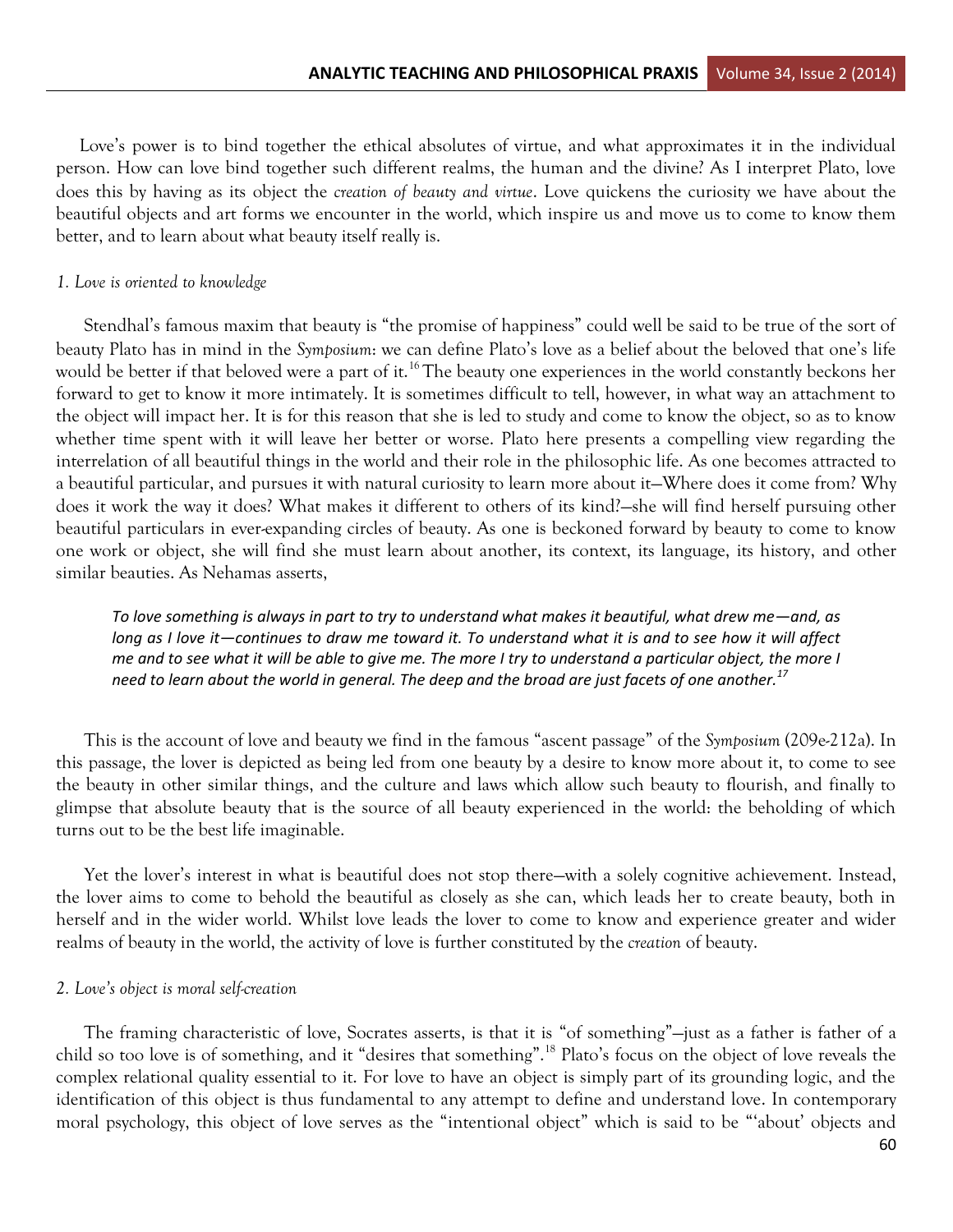Love's power is to bind together the ethical absolutes of virtue, and what approximates it in the individual person. How can love bind together such different realms, the human and the divine? As I interpret Plato, love does this by having as its object the *creation of beauty and virtue*. Love quickens the curiosity we have about the beautiful objects and art forms we encounter in the world, which inspire us and move us to come to know them better, and to learn about what beauty itself really is.

### *1. Love is oriented to knowledge*

Stendhal's famous maxim that beauty is "the promise of happiness" could well be said to be true of the sort of beauty Plato has in mind in the *Symposium*: we can define Plato's love as a belief about the beloved that one's life would be better if that beloved were a part of it.[16] The beauty one experiences in the world constantly beckons her forward to get to know it more intimately. It is sometimes difficult to tell, however, in what way an attachment to the object will impact her. It is for this reason that she is led to study and come to know the object, so as to know whether time spent with it will leave her better or worse. Plato here presents a compelling view regarding the interrelation of all beautiful things in the world and their role in the philosophic life. As one becomes attracted to a beautiful particular, and pursues it with natural curiosity to learn more about it—Where does it come from? Why does it work the way it does? What makes it different to others of its kind?—she will find herself pursuing other beautiful particulars in ever-expanding circles of beauty. As one is beckoned forward by beauty to come to know one work or object, she will find she must learn about another, its context, its language, its history, and other similar beauties. As Nehamas asserts,

> *To love something is always in part to try to understand what makes it beautiful, what drew me—and, as long as I love it—continues to draw me toward it. To understand what it is and to see how it will affect me and to see what it will be able to give me. The more I try to understand a particular object, the more I need to learn about the world in general. The deep and the broad are just facets of one another.*[17]

This is the account of love and beauty we find in the famous "ascent passage" of the *Symposium* (209e-212a). In this passage, the lover is depicted as being led from one beauty by a desire to know more about it, to come to see the beauty in other similar things, and the culture and laws which allow such beauty to flourish, and finally to glimpse that absolute beauty that is the source of all beauty experienced in the world: the beholding of which turns out to be the best life imaginable.

Yet the lover's interest in what is beautiful does not stop there—with a solely cognitive achievement. Instead, the lover aims to come to behold the beautiful as closely as she can, which leads her to create beauty, both in herself and in the wider world. Whilst love leads the lover to come to know and experience greater and wider realms of beauty in the world, the activity of love is further constituted by the *creation* of beauty.

### *2. Love's object is moral self-creation*

The framing characteristic of love, Socrates asserts, is that it is "of something"—just as a father is father of a child so too love is of something, and it "desires that something".[18] Plato's focus on the object of love reveals the complex relational quality essential to it. For love to have an object is simply part of its grounding logic, and the identification of this object is thus fundamental to any attempt to define and understand love. In contemporary moral psychology, this object of love serves as the "intentional object" which is said to be "'about' objects and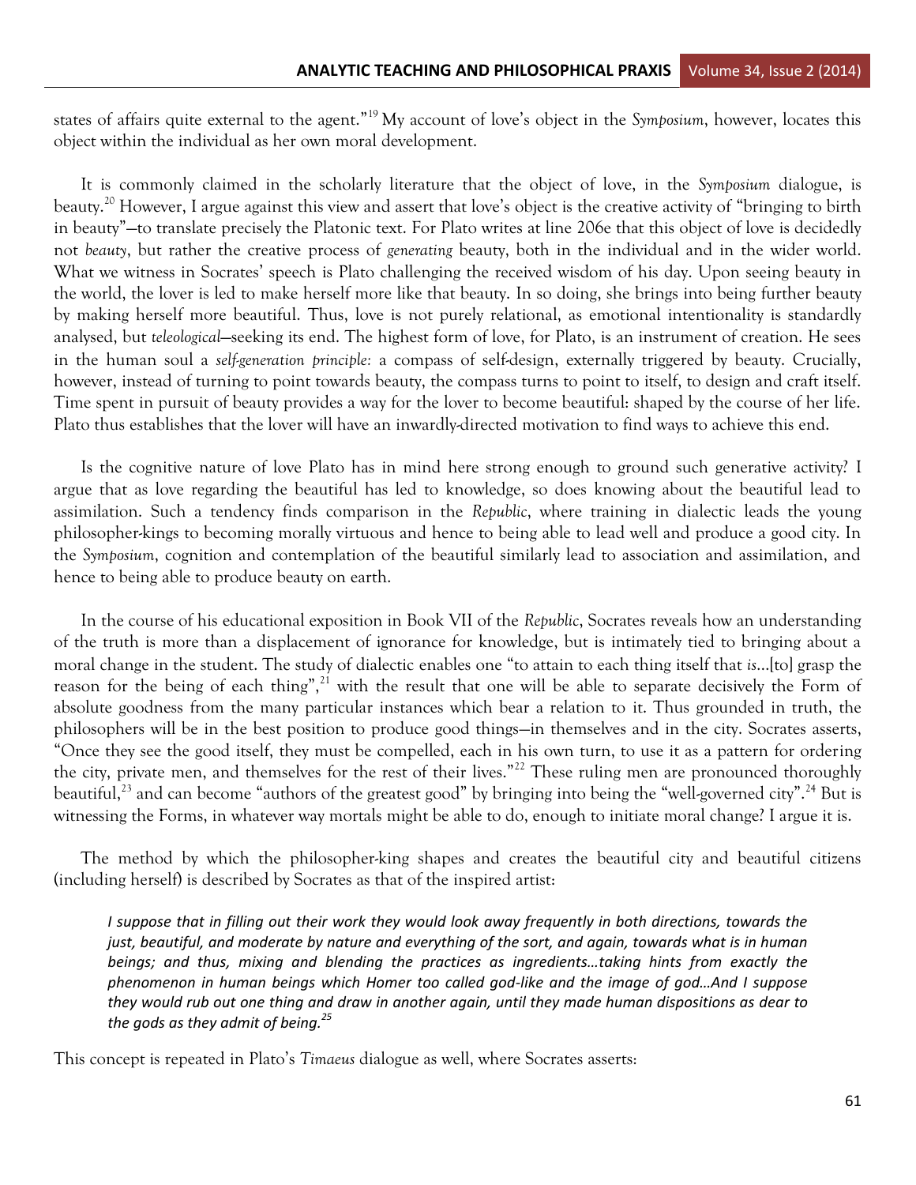states of affairs quite external to the agent."[19] My account of love's object in the *Symposium*, however, locates this object within the individual as her own moral development.

It is commonly claimed in the scholarly literature that the object of love, in the *Symposium* dialogue, is beauty.[20] However, I argue against this view and assert that love's object is the creative activity of "bringing to birth in beauty"—to translate precisely the Platonic text. For Plato writes at line 206e that this object of love is decidedly not *beauty*, but rather the creative process of *generating* beauty, both in the individual and in the wider world. What we witness in Socrates' speech is Plato challenging the received wisdom of his day. Upon seeing beauty in the world, the lover is led to make herself more like that beauty. In so doing, she brings into being further beauty by making herself more beautiful. Thus, love is not purely relational, as emotional intentionality is standardly analysed, but *teleological*—seeking its end. The highest form of love, for Plato, is an instrument of creation. He sees in the human soul a *self-generation principle:* a compass of self-design, externally triggered by beauty. Crucially, however, instead of turning to point towards beauty, the compass turns to point to itself, to design and craft itself. Time spent in pursuit of beauty provides a way for the lover to become beautiful: shaped by the course of her life. Plato thus establishes that the lover will have an inwardly-directed motivation to find ways to achieve this end.

Is the cognitive nature of love Plato has in mind here strong enough to ground such generative activity? I argue that as love regarding the beautiful has led to knowledge, so does knowing about the beautiful lead to assimilation. Such a tendency finds comparison in the *Republic*, where training in dialectic leads the young philosopher-kings to becoming morally virtuous and hence to being able to lead well and produce a good city. In the *Symposium*, cognition and contemplation of the beautiful similarly lead to association and assimilation, and hence to being able to produce beauty on earth.

In the course of his educational exposition in Book VII of the *Republic*, Socrates reveals how an understanding of the truth is more than a displacement of ignorance for knowledge, but is intimately tied to bringing about a moral change in the student. The study of dialectic enables one "to attain to each thing itself that *is*…[to] grasp the reason for the being of each thing",[21] with the result that one will be able to separate decisively the Form of absolute goodness from the many particular instances which bear a relation to it. Thus grounded in truth, the philosophers will be in the best position to produce good things—in themselves and in the city. Socrates asserts, "Once they see the good itself, they must be compelled, each in his own turn, to use it as a pattern for ordering the city, private men, and themselves for the rest of their lives."[22] These ruling men are pronounced thoroughly beautiful,[23] and can become "authors of the greatest good" by bringing into being the "well-governed city".[24] But is witnessing the Forms, in whatever way mortals might be able to do, enough to initiate moral change? I argue it is.

The method by which the philosopher-king shapes and creates the beautiful city and beautiful citizens (including herself) is described by Socrates as that of the inspired artist:

> *I suppose that in filling out their work they would look away frequently in both directions, towards the just, beautiful, and moderate by nature and everything of the sort, and again, towards what is in human beings; and thus, mixing and blending the practices as ingredients…taking hints from exactly the phenomenon in human beings which Homer too called god-like and the image of god…And I suppose they would rub out one thing and draw in another again, until they made human dispositions as dear to the gods as they admit of being.*[25]

This concept is repeated in Plato's *Timaeus* dialogue as well, where Socrates asserts: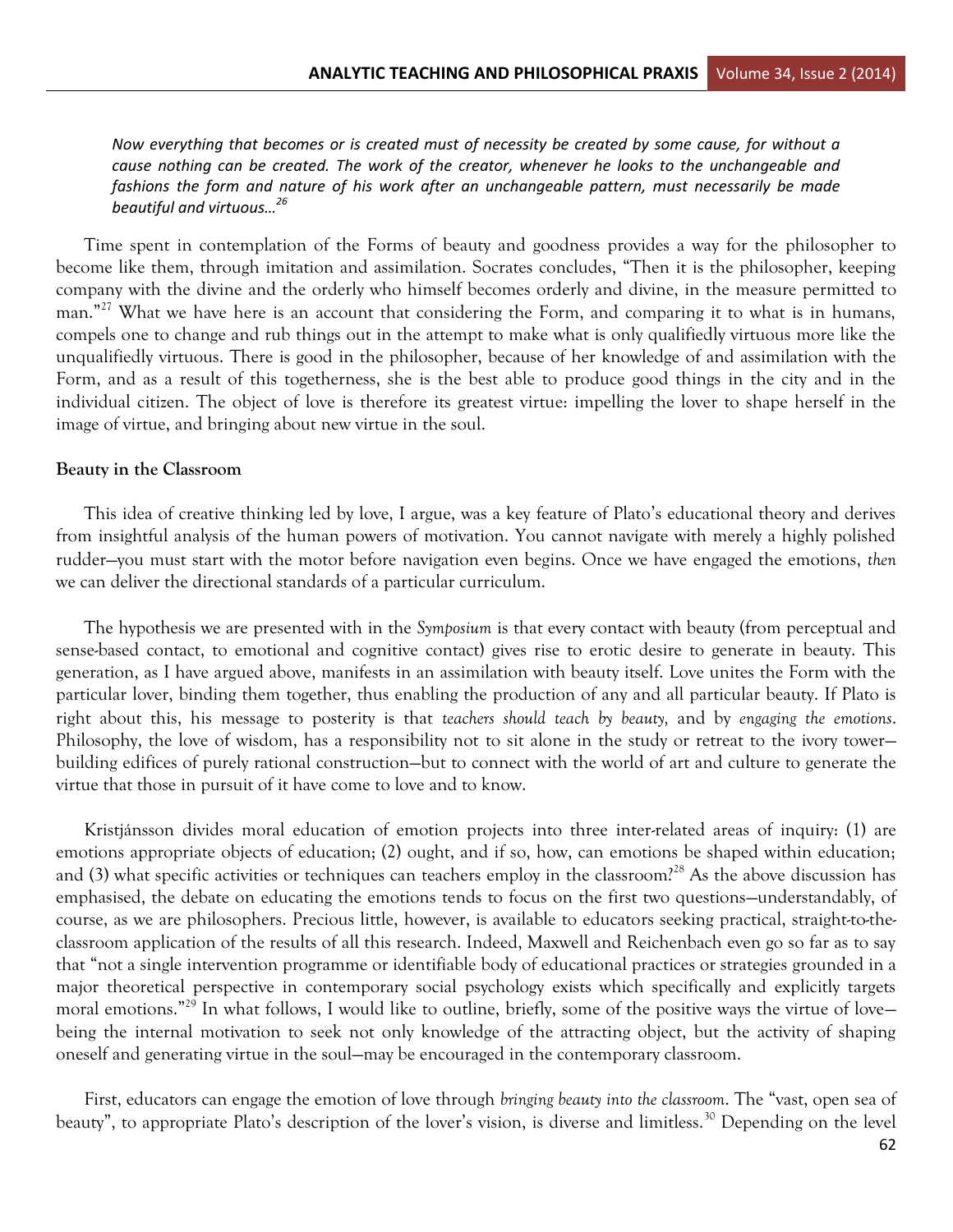*Now everything that becomes or is created must of necessity be created by some cause, for without a cause nothing can be created. The work of the creator, whenever he looks to the unchangeable and fashions the form and nature of his work after an unchangeable pattern, must necessarily be made beautiful and virtuous…*[26]

Time spent in contemplation of the Forms of beauty and goodness provides a way for the philosopher to become like them, through imitation and assimilation. Socrates concludes, "Then it is the philosopher, keeping company with the divine and the orderly who himself becomes orderly and divine, in the measure permitted to man."[27] What we have here is an account that considering the Form, and comparing it to what is in humans, compels one to change and rub things out in the attempt to make what is only qualifiedly virtuous more like the unqualifiedly virtuous. There is good in the philosopher, because of her knowledge of and assimilation with the Form, and as a result of this togetherness, she is the best able to produce good things in the city and in the individual citizen. The object of love is therefore its greatest virtue: impelling the lover to shape herself in the image of virtue, and bringing about new virtue in the soul.

**Beauty in the Classroom**

This idea of creative thinking led by love, I argue, was a key feature of Plato's educational theory and derives from insightful analysis of the human powers of motivation. You cannot navigate with merely a highly polished rudder—you must start with the motor before navigation even begins. Once we have engaged the emotions, *then* we can deliver the directional standards of a particular curriculum.

The hypothesis we are presented with in the *Symposium* is that every contact with beauty (from perceptual and sense-based contact, to emotional and cognitive contact) gives rise to erotic desire to generate in beauty. This generation, as I have argued above, manifests in an assimilation with beauty itself. Love unites the Form with the particular lover, binding them together, thus enabling the production of any and all particular beauty. If Plato is right about this, his message to posterity is that *teachers should teach by beauty,* and by *engaging the emotions*. Philosophy, the love of wisdom, has a responsibility not to sit alone in the study or retreat to the ivory tower—building edifices of purely rational construction—but to connect with the world of art and culture to generate the virtue that those in pursuit of it have come to love and to know.

Kristjánsson divides moral education of emotion projects into three inter-related areas of inquiry: (1) are emotions appropriate objects of education; (2) ought, and if so, how, can emotions be shaped within education; and (3) what specific activities or techniques can teachers employ in the classroom?[28] As the above discussion has emphasised, the debate on educating the emotions tends to focus on the first two questions—understandably, of course, as we are philosophers. Precious little, however, is available to educators seeking practical, straight-to-the-classroom application of the results of all this research. Indeed, Maxwell and Reichenbach even go so far as to say that "not a single intervention programme or identifiable body of educational practices or strategies grounded in a major theoretical perspective in contemporary social psychology exists which specifically and explicitly targets moral emotions."[29] In what follows, I would like to outline, briefly, some of the positive ways the virtue of love—being the internal motivation to seek not only knowledge of the attracting object, but the activity of shaping oneself and generating virtue in the soul—may be encouraged in the contemporary classroom.

First, educators can engage the emotion of love through *bringing beauty into the classroom*. The "vast, open sea of beauty", to appropriate Plato's description of the lover's vision, is diverse and limitless.[30] Depending on the level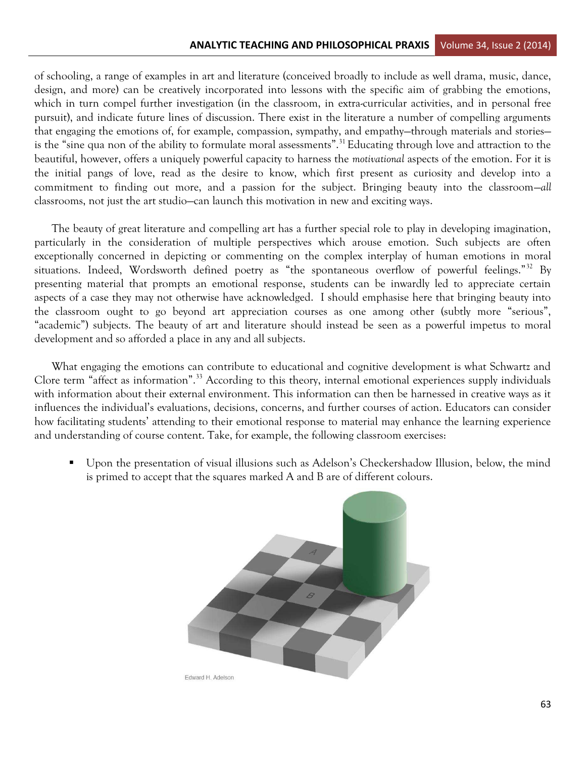of schooling, a range of examples in art and literature (conceived broadly to include as well drama, music, dance, design, and more) can be creatively incorporated into lessons with the specific aim of grabbing the emotions, which in turn compel further investigation (in the classroom, in extra-curricular activities, and in personal free pursuit), and indicate future lines of discussion. There exist in the literature a number of compelling arguments that engaging the emotions of, for example, compassion, sympathy, and empathy—through materials and stories—is the "sine qua non of the ability to formulate moral assessments".[31] Educating through love and attraction to the beautiful, however, offers a uniquely powerful capacity to harness the *motivational* aspects of the emotion. For it is the initial pangs of love, read as the desire to know, which first present as curiosity and develop into a commitment to finding out more, and a passion for the subject. Bringing beauty into the classroom—*all* classrooms, not just the art studio—can launch this motivation in new and exciting ways.

The beauty of great literature and compelling art has a further special role to play in developing imagination, particularly in the consideration of multiple perspectives which arouse emotion. Such subjects are often exceptionally concerned in depicting or commenting on the complex interplay of human emotions in moral situations. Indeed, Wordsworth defined poetry as "the spontaneous overflow of powerful feelings."[32] By presenting material that prompts an emotional response, students can be inwardly led to appreciate certain aspects of a case they may not otherwise have acknowledged. I should emphasise here that bringing beauty into the classroom ought to go beyond art appreciation courses as one among other (subtly more "serious", "academic") subjects. The beauty of art and literature should instead be seen as a powerful impetus to moral development and so afforded a place in any and all subjects.

What engaging the emotions can contribute to educational and cognitive development is what Schwartz and Clore term "affect as information".[33] According to this theory, internal emotional experiences supply individuals with information about their external environment. This information can then be harnessed in creative ways as it influences the individual's evaluations, decisions, concerns, and further courses of action. Educators can consider how facilitating students' attending to their emotional response to material may enhance the learning experience and understanding of course content. Take, for example, the following classroom exercises:

- Upon the presentation of visual illusions such as Adelson's Checkershadow Illusion, below, the mind is primed to accept that the squares marked A and B are of different colours.

Edward H. Adelson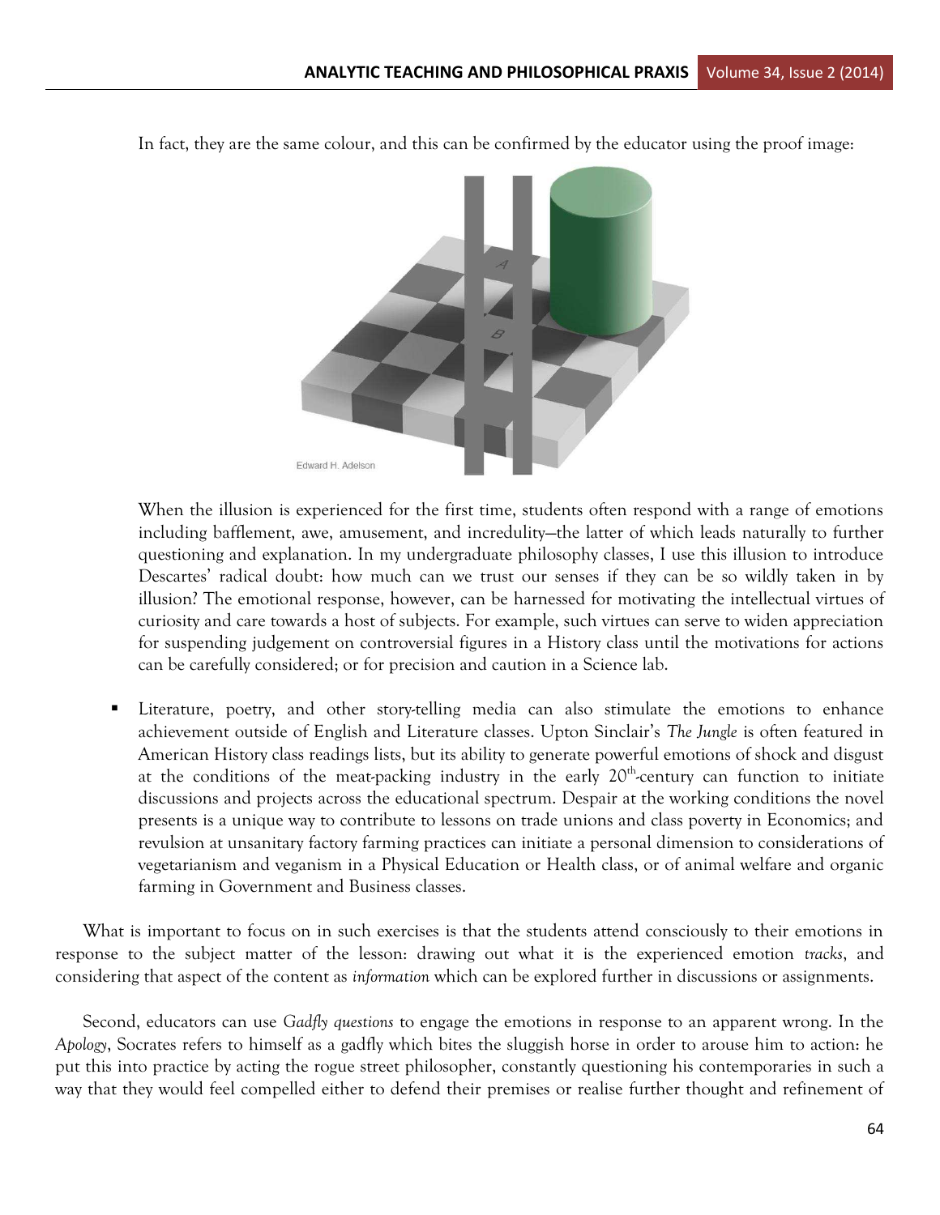In fact, they are the same colour, and this can be confirmed by the educator using the proof image:

When the illusion is experienced for the first time, students often respond with a range of emotions including bafflement, awe, amusement, and incredulity—the latter of which leads naturally to further questioning and explanation. In my undergraduate philosophy classes, I use this illusion to introduce Descartes' radical doubt: how much can we trust our senses if they can be so wildly taken in by illusion? The emotional response, however, can be harnessed for motivating the intellectual virtues of curiosity and care towards a host of subjects. For example, such virtues can serve to widen appreciation for suspending judgement on controversial figures in a History class until the motivations for actions can be carefully considered; or for precision and caution in a Science lab.

- Literature, poetry, and other story-telling media can also stimulate the emotions to enhance achievement outside of English and Literature classes. Upton Sinclair's *The Jungle* is often featured in American History class readings lists, but its ability to generate powerful emotions of shock and disgust at the conditions of the meat-packing industry in the early 20th-century can function to initiate discussions and projects across the educational spectrum. Despair at the working conditions the novel presents is a unique way to contribute to lessons on trade unions and class poverty in Economics; and revulsion at unsanitary factory farming practices can initiate a personal dimension to considerations of vegetarianism and veganism in a Physical Education or Health class, or of animal welfare and organic farming in Government and Business classes.

What is important to focus on in such exercises is that the students attend consciously to their emotions in response to the subject matter of the lesson: drawing out what it is the experienced emotion *tracks*, and considering that aspect of the content as *information* which can be explored further in discussions or assignments.

Second, educators can use *Gadfly questions* to engage the emotions in response to an apparent wrong. In the *Apology*, Socrates refers to himself as a gadfly which bites the sluggish horse in order to arouse him to action: he put this into practice by acting the rogue street philosopher, constantly questioning his contemporaries in such a way that they would feel compelled either to defend their premises or realise further thought and refinement of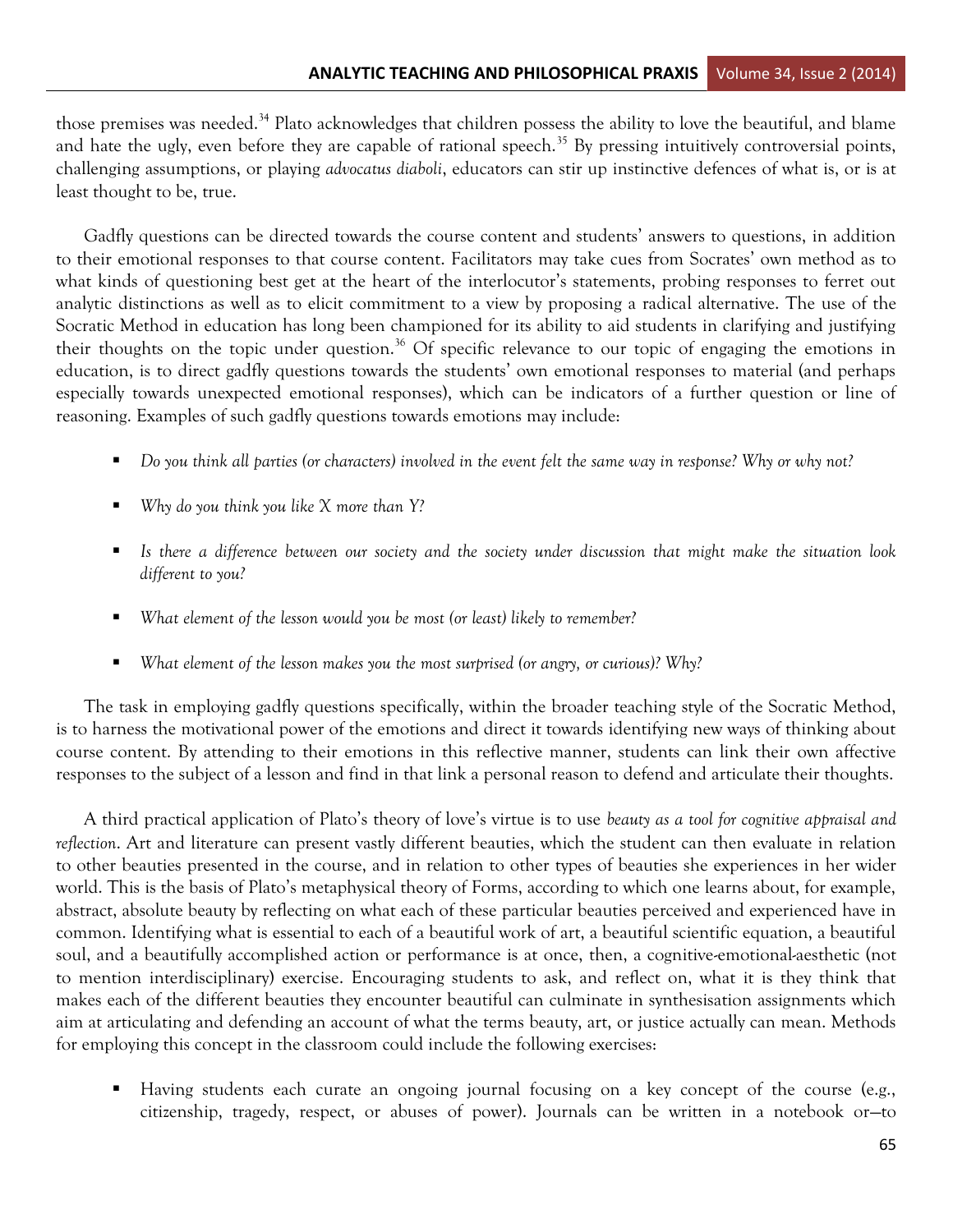those premises was needed.[34] Plato acknowledges that children possess the ability to love the beautiful, and blame and hate the ugly, even before they are capable of rational speech.[35] By pressing intuitively controversial points, challenging assumptions, or playing *advocatus diaboli*, educators can stir up instinctive defences of what is, or is at least thought to be, true.

Gadfly questions can be directed towards the course content and students' answers to questions, in addition to their emotional responses to that course content. Facilitators may take cues from Socrates' own method as to what kinds of questioning best get at the heart of the interlocutor's statements, probing responses to ferret out analytic distinctions as well as to elicit commitment to a view by proposing a radical alternative. The use of the Socratic Method in education has long been championed for its ability to aid students in clarifying and justifying their thoughts on the topic under question.[36] Of specific relevance to our topic of engaging the emotions in education, is to direct gadfly questions towards the students' own emotional responses to material (and perhaps especially towards unexpected emotional responses), which can be indicators of a further question or line of reasoning. Examples of such gadfly questions towards emotions may include:

- *Do you think all parties (or characters) involved in the event felt the same way in response? Why or why not?*
- *Why do you think you like X more than Y?*
- *Is there a difference between our society and the society under discussion that might make the situation look different to you?*
- *What element of the lesson would you be most (or least) likely to remember?*
- *What element of the lesson makes you the most surprised (or angry, or curious)? Why?*

The task in employing gadfly questions specifically, within the broader teaching style of the Socratic Method, is to harness the motivational power of the emotions and direct it towards identifying new ways of thinking about course content. By attending to their emotions in this reflective manner, students can link their own affective responses to the subject of a lesson and find in that link a personal reason to defend and articulate their thoughts.

A third practical application of Plato's theory of love's virtue is to use *beauty as a tool for cognitive appraisal and reflection*. Art and literature can present vastly different beauties, which the student can then evaluate in relation to other beauties presented in the course, and in relation to other types of beauties she experiences in her wider world. This is the basis of Plato's metaphysical theory of Forms, according to which one learns about, for example, abstract, absolute beauty by reflecting on what each of these particular beauties perceived and experienced have in common. Identifying what is essential to each of a beautiful work of art, a beautiful scientific equation, a beautiful soul, and a beautifully accomplished action or performance is at once, then, a cognitive-emotional-aesthetic (not to mention interdisciplinary) exercise. Encouraging students to ask, and reflect on, what it is they think that makes each of the different beauties they encounter beautiful can culminate in synthesisation assignments which aim at articulating and defending an account of what the terms beauty, art, or justice actually can mean. Methods for employing this concept in the classroom could include the following exercises:

- Having students each curate an ongoing journal focusing on a key concept of the course (e.g., citizenship, tragedy, respect, or abuses of power). Journals can be written in a notebook or—to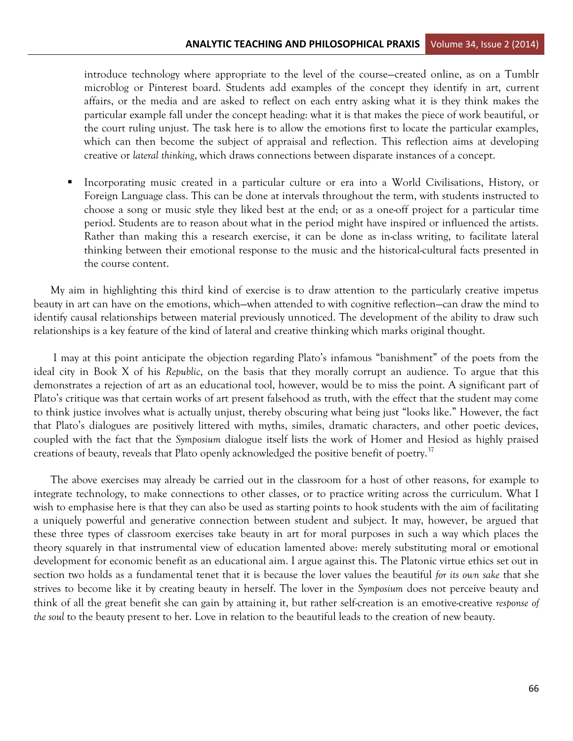introduce technology where appropriate to the level of the course—created online, as on a Tumblr microblog or Pinterest board. Students add examples of the concept they identify in art, current affairs, or the media and are asked to reflect on each entry asking what it is they think makes the particular example fall under the concept heading: what it is that makes the piece of work beautiful, or the court ruling unjust. The task here is to allow the emotions first to locate the particular examples, which can then become the subject of appraisal and reflection. This reflection aims at developing creative or *lateral thinking*, which draws connections between disparate instances of a concept.

- Incorporating music created in a particular culture or era into a World Civilisations, History, or Foreign Language class. This can be done at intervals throughout the term, with students instructed to choose a song or music style they liked best at the end; or as a one-off project for a particular time period. Students are to reason about what in the period might have inspired or influenced the artists. Rather than making this a research exercise, it can be done as in-class writing, to facilitate lateral thinking between their emotional response to the music and the historical-cultural facts presented in the course content.

My aim in highlighting this third kind of exercise is to draw attention to the particularly creative impetus beauty in art can have on the emotions, which—when attended to with cognitive reflection—can draw the mind to identify causal relationships between material previously unnoticed. The development of the ability to draw such relationships is a key feature of the kind of lateral and creative thinking which marks original thought.

I may at this point anticipate the objection regarding Plato's infamous "banishment" of the poets from the ideal city in Book X of his *Republic*, on the basis that they morally corrupt an audience. To argue that this demonstrates a rejection of art as an educational tool, however, would be to miss the point. A significant part of Plato's critique was that certain works of art present falsehood as truth, with the effect that the student may come to think justice involves what is actually unjust, thereby obscuring what being just "looks like." However, the fact that Plato's dialogues are positively littered with myths, similes, dramatic characters, and other poetic devices, coupled with the fact that the *Symposium* dialogue itself lists the work of Homer and Hesiod as highly praised creations of beauty, reveals that Plato openly acknowledged the positive benefit of poetry.[37]

The above exercises may already be carried out in the classroom for a host of other reasons, for example to integrate technology, to make connections to other classes, or to practice writing across the curriculum. What I wish to emphasise here is that they can also be used as starting points to hook students with the aim of facilitating a uniquely powerful and generative connection between student and subject. It may, however, be argued that these three types of classroom exercises take beauty in art for moral purposes in such a way which places the theory squarely in that instrumental view of education lamented above: merely substituting moral or emotional development for economic benefit as an educational aim. I argue against this. The Platonic virtue ethics set out in section two holds as a fundamental tenet that it is because the lover values the beautiful *for its own sake* that she strives to become like it by creating beauty in herself. The lover in the *Symposium* does not perceive beauty and think of all the great benefit she can gain by attaining it, but rather self-creation is an emotive-creative *response of the soul* to the beauty present to her. Love in relation to the beautiful leads to the creation of new beauty.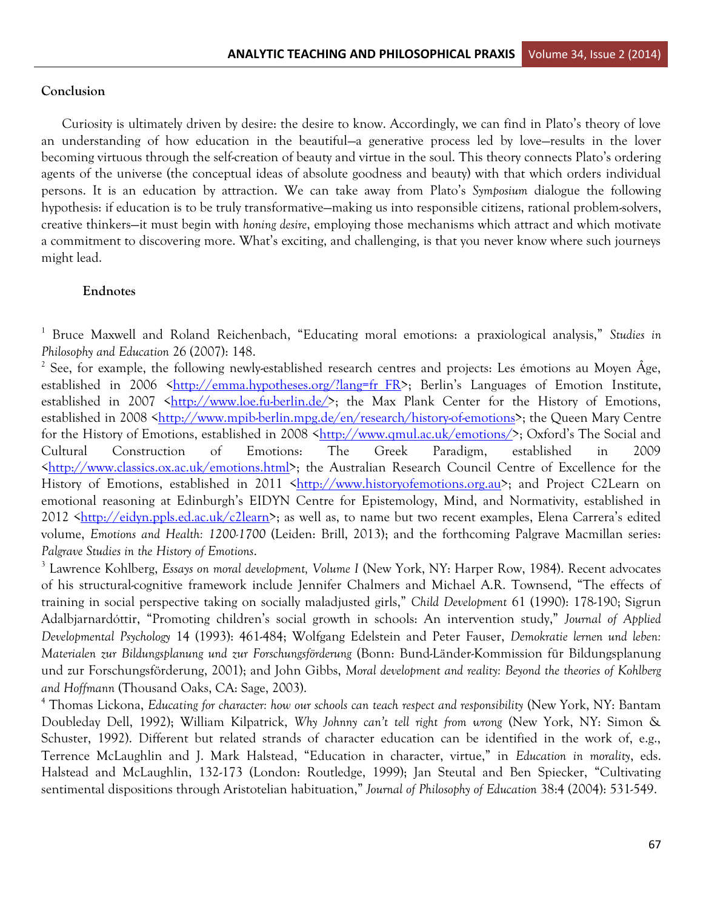## Conclusion

Curiosity is ultimately driven by desire: the desire to know. Accordingly, we can find in Plato's theory of love an understanding of how education in the beautiful—a generative process led by love—results in the lover becoming virtuous through the self-creation of beauty and virtue in the soul. This theory connects Plato's ordering agents of the universe (the conceptual ideas of absolute goodness and beauty) with that which orders individual persons. It is an education by attraction. We can take away from Plato's *Symposium* dialogue the following hypothesis: if education is to be truly transformative—making us into responsible citizens, rational problem-solvers, creative thinkers—it must begin with *honing desire*, employing those mechanisms which attract and which motivate a commitment to discovering more. What's exciting, and challenging, is that you never know where such journeys might lead.

### Endnotes

[1] Bruce Maxwell and Roland Reichenbach, "Educating moral emotions: a praxiological analysis," *Studies in Philosophy and Education* 26 (2007): 148.

[2] See, for example, the following newly-established research centres and projects: Les émotions au Moyen Âge, established in 2006 <http://emma.hypotheses.org/?lang=fr_FR>; Berlin's Languages of Emotion Institute, established in 2007 <http://www.loe.fu-berlin.de/>; the Max Plank Center for the History of Emotions, established in 2008 <http://www.mpib-berlin.mpg.de/en/research/history-of-emotions>; the Queen Mary Centre for the History of Emotions, established in 2008 <http://www.qmul.ac.uk/emotions/>; Oxford's The Social and Cultural Construction of Emotions: The Greek Paradigm, established in 2009 <http://www.classics.ox.ac.uk/emotions.html>; the Australian Research Council Centre of Excellence for the History of Emotions, established in 2011 <http://www.historyofemotions.org.au>; and Project C2Learn on emotional reasoning at Edinburgh's EIDYN Centre for Epistemology, Mind, and Normativity, established in 2012 <http://eidyn.ppls.ed.ac.uk/c2learn>; as well as, to name but two recent examples, Elena Carrera's edited volume, *Emotions and Health: 1200-1700* (Leiden: Brill, 2013); and the forthcoming Palgrave Macmillan series: *Palgrave Studies in the History of Emotions*.

[3] Lawrence Kohlberg, *Essays on moral development, Volume I* (New York, NY: Harper Row, 1984). Recent advocates of his structural-cognitive framework include Jennifer Chalmers and Michael A.R. Townsend, "The effects of training in social perspective taking on socially maladjusted girls," *Child Development* 61 (1990): 178-190; Sigrun Adalbjarnardóttir, "Promoting children's social growth in schools: An intervention study," *Journal of Applied Developmental Psychology* 14 (1993): 461-484; Wolfgang Edelstein and Peter Fauser, *Demokratie lernen und leben: Materialen zur Bildungsplanung und zur Forschungsförderung* (Bonn: Bund-Länder-Kommission für Bildungsplanung und zur Forschungsförderung, 2001); and John Gibbs, *Moral development and reality: Beyond the theories of Kohlberg and Hoffmann* (Thousand Oaks, CA: Sage, 2003).

[4] Thomas Lickona, *Educating for character: how our schools can teach respect and responsibility* (New York, NY: Bantam Doubleday Dell, 1992); William Kilpatrick, *Why Johnny can't tell right from wrong* (New York, NY: Simon & Schuster, 1992). Different but related strands of character education can be identified in the work of, e.g., Terrence McLaughlin and J. Mark Halstead, "Education in character, virtue," in *Education in morality*, eds. Halstead and McLaughlin, 132-173 (London: Routledge, 1999); Jan Steutal and Ben Spiecker, "Cultivating sentimental dispositions through Aristotelian habituation," *Journal of Philosophy of Education* 38:4 (2004): 531-549.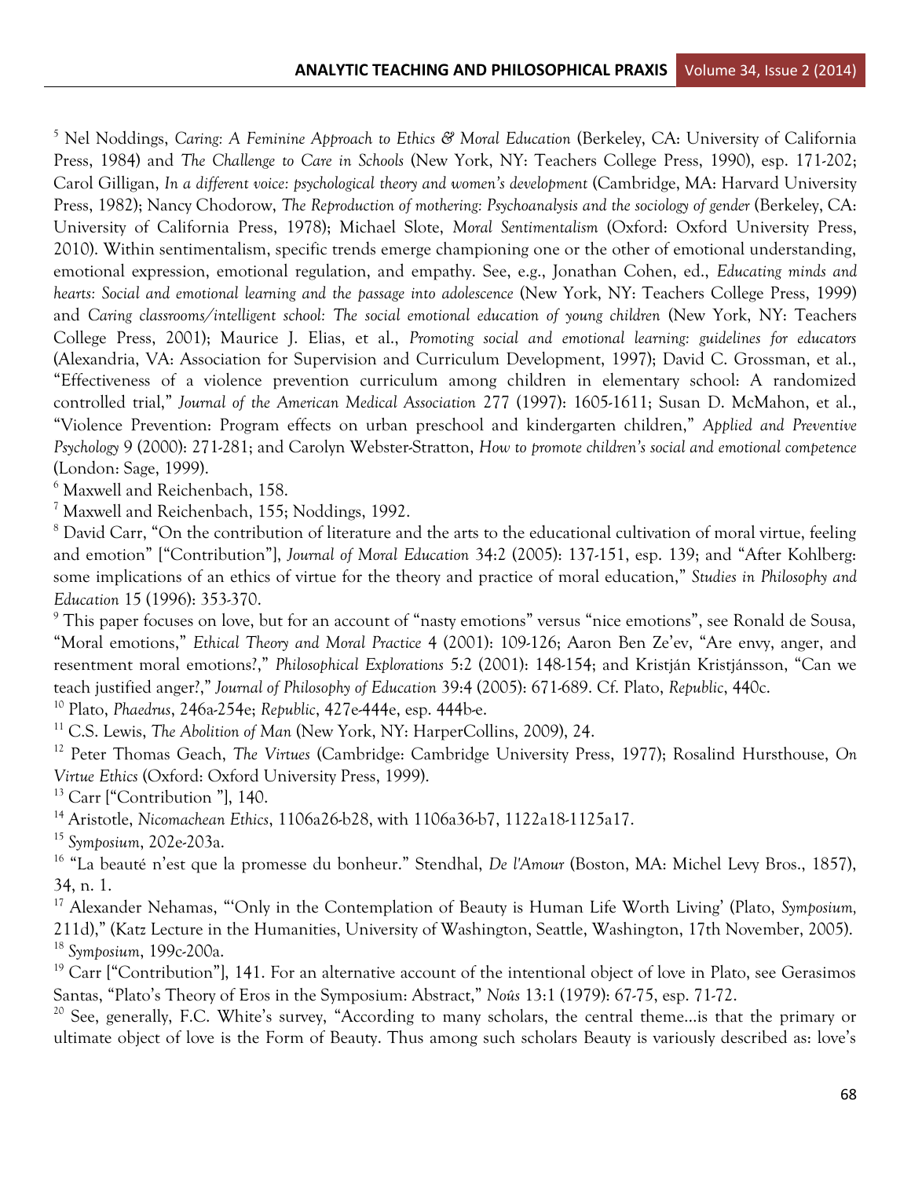[5] Nel Noddings, *Caring: A Feminine Approach to Ethics & Moral Education* (Berkeley, CA: University of California Press, 1984) and *The Challenge to Care in Schools* (New York, NY: Teachers College Press, 1990), esp. 171-202; Carol Gilligan, *In a different voice: psychological theory and women's development* (Cambridge, MA: Harvard University Press, 1982); Nancy Chodorow, *The Reproduction of mothering: Psychoanalysis and the sociology of gender* (Berkeley, CA: University of California Press, 1978); Michael Slote, *Moral Sentimentalism* (Oxford: Oxford University Press, 2010). Within sentimentalism, specific trends emerge championing one or the other of emotional understanding, emotional expression, emotional regulation, and empathy. See, e.g., Jonathan Cohen, ed., *Educating minds and hearts: Social and emotional learning and the passage into adolescence* (New York, NY: Teachers College Press, 1999) and *Caring classrooms/intelligent school: The social emotional education of young children* (New York, NY: Teachers College Press, 2001); Maurice J. Elias, et al., *Promoting social and emotional learning: guidelines for educators* (Alexandria, VA: Association for Supervision and Curriculum Development, 1997); David C. Grossman, et al., "Effectiveness of a violence prevention curriculum among children in elementary school: A randomized controlled trial," *Journal of the American Medical Association* 277 (1997): 1605-1611; Susan D. McMahon, et al., "Violence Prevention: Program effects on urban preschool and kindergarten children," *Applied and Preventive Psychology* 9 (2000): 271-281; and Carolyn Webster-Stratton, *How to promote children's social and emotional competence* (London: Sage, 1999).

[6] Maxwell and Reichenbach, 158.

[7] Maxwell and Reichenbach, 155; Noddings, 1992.

[8] David Carr, "On the contribution of literature and the arts to the educational cultivation of moral virtue, feeling and emotion" ["Contribution"], *Journal of Moral Education* 34:2 (2005): 137-151, esp. 139; and "After Kohlberg: some implications of an ethics of virtue for the theory and practice of moral education," *Studies in Philosophy and Education* 15 (1996): 353-370.

[9] This paper focuses on love, but for an account of "nasty emotions" versus "nice emotions", see Ronald de Sousa, "Moral emotions," *Ethical Theory and Moral Practice* 4 (2001): 109-126; Aaron Ben Ze'ev, "Are envy, anger, and resentment moral emotions?," *Philosophical Explorations* 5:2 (2001): 148-154; and Kristján Kristjánsson, "Can we teach justified anger?," *Journal of Philosophy of Education* 39:4 (2005): 671-689. Cf. Plato, *Republic*, 440c.

[10] Plato, *Phaedrus*, 246a-254e; *Republic*, 427e-444e, esp. 444b-e.

[11] C.S. Lewis, *The Abolition of Man* (New York, NY: HarperCollins, 2009), 24.

[12] Peter Thomas Geach, *The Virtues* (Cambridge: Cambridge University Press, 1977); Rosalind Hursthouse, *On Virtue Ethics* (Oxford: Oxford University Press, 1999).

[13] Carr ["Contribution "], 140.

[14] Aristotle, *Nicomachean Ethics*, 1106a26-b28, with 1106a36-b7, 1122a18-1125a17.

[15] *Symposium*, 202e-203a.

[16] "La beauté n'est que la promesse du bonheur." Stendhal, *De l'Amour* (Boston, MA: Michel Levy Bros., 1857), 34, n. 1.

[17] Alexander Nehamas, "'Only in the Contemplation of Beauty is Human Life Worth Living' (Plato, *Symposium*, 211d)," (Katz Lecture in the Humanities, University of Washington, Seattle, Washington, 17th November, 2005).

[18] *Symposium*, 199c-200a.

[19] Carr ["Contribution"], 141. For an alternative account of the intentional object of love in Plato, see Gerasimos Santas, "Plato's Theory of Eros in the Symposium: Abstract," *Noûs* 13:1 (1979): 67-75, esp. 71-72.

[20] See, generally, F.C. White's survey, "According to many scholars, the central theme…is that the primary or ultimate object of love is the Form of Beauty. Thus among such scholars Beauty is variously described as: love's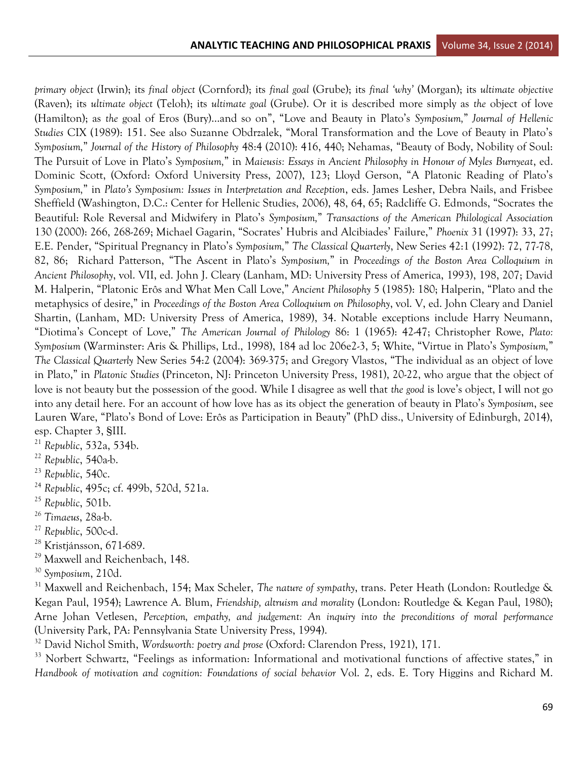*primary object* (Irwin); its *final object* (Cornford); its *final goal* (Grube); its *final 'why'* (Morgan); its *ultimate objective* (Raven); its *ultimate object* (Teloh); its *ultimate goal* (Grube). Or it is described more simply as *the* object of love (Hamilton); as *the* goal of Eros (Bury)…and so on", "Love and Beauty in Plato's *Symposium*," *Journal of Hellenic Studies* CIX (1989): 151. See also Suzanne Obdrzalek, "Moral Transformation and the Love of Beauty in Plato's *Symposium*," *Journal of the History of Philosophy* 48:4 (2010): 416, 440; Nehamas, "Beauty of Body, Nobility of Soul: The Pursuit of Love in Plato's *Symposium*," in *Maieusis: Essays in Ancient Philosophy in Honour of Myles Burnyeat*, ed. Dominic Scott, (Oxford: Oxford University Press, 2007), 123; Lloyd Gerson, "A Platonic Reading of Plato's *Symposium*," in *Plato's Symposium: Issues in Interpretation and Reception*, eds. James Lesher, Debra Nails, and Frisbee Sheffield (Washington, D.C.: Center for Hellenic Studies, 2006), 48, 64, 65; Radcliffe G. Edmonds, "Socrates the Beautiful: Role Reversal and Midwifery in Plato's *Symposium*," *Transactions of the American Philological Association* 130 (2000): 266, 268-269; Michael Gagarin, "Socrates' Hubris and Alcibiades' Failure," *Phoenix* 31 (1997): 33, 27; E.E. Pender, "Spiritual Pregnancy in Plato's *Symposium*," *The Classical Quarterly*, New Series 42:1 (1992): 72, 77-78, 82, 86; Richard Patterson, "The Ascent in Plato's *Symposium*," in *Proceedings of the Boston Area Colloquium in Ancient Philosophy*, vol. VII, ed. John J. Cleary (Lanham, MD: University Press of America, 1993), 198, 207; David M. Halperin, "Platonic Erôs and What Men Call Love," *Ancient Philosophy* 5 (1985): 180; Halperin, "Plato and the metaphysics of desire," in *Proceedings of the Boston Area Colloquium on Philosophy*, vol. V, ed. John Cleary and Daniel Shartin, (Lanham, MD: University Press of America, 1989), 34. Notable exceptions include Harry Neumann, "Diotima's Concept of Love," *The American Journal of Philology* 86: 1 (1965): 42-47; Christopher Rowe, *Plato: Symposium* (Warminster: Aris & Phillips, Ltd., 1998), 184 ad loc 206e2-3, 5; White, "Virtue in Plato's *Symposium*," *The Classical Quarterly* New Series 54:2 (2004): 369-375; and Gregory Vlastos, "The individual as an object of love in Plato," in *Platonic Studies* (Princeton, NJ: Princeton University Press, 1981), 20-22, who argue that the object of love is not beauty but the possession of the good. While I disagree as well that *the good* is love's object, I will not go into any detail here. For an account of how love has as its object the generation of beauty in Plato's *Symposium*, see Lauren Ware, "Plato's Bond of Love: Erôs as Participation in Beauty" (PhD diss., University of Edinburgh, 2014), esp. Chapter 3, §III.

[21] *Republic*, 532a, 534b.

[22] *Republic*, 540a-b.

[23] *Republic*, 540c.

[24] *Republic*, 495c; cf. 499b, 520d, 521a.

[25] *Republic*, 501b.

[26] *Timaeus*, 28a-b.

[27] *Republic*, 500c-d.

[28] Kristjánsson, 671-689.

[29] Maxwell and Reichenbach, 148.

[30] *Symposium*, 210d.

[31] Maxwell and Reichenbach, 154; Max Scheler, *The nature of sympathy*, trans. Peter Heath (London: Routledge & Kegan Paul, 1954); Lawrence A. Blum, *Friendship, altruism and morality* (London: Routledge & Kegan Paul, 1980); Arne Johan Vetlesen, *Perception, empathy, and judgement: An inquiry into the preconditions of moral performance* (University Park, PA: Pennsylvania State University Press, 1994).

[32] David Nichol Smith, *Wordsworth: poetry and prose* (Oxford: Clarendon Press, 1921), 171.

[33] Norbert Schwartz, "Feelings as information: Informational and motivational functions of affective states," in *Handbook of motivation and cognition: Foundations of social behavior* Vol. 2, eds. E. Tory Higgins and Richard M.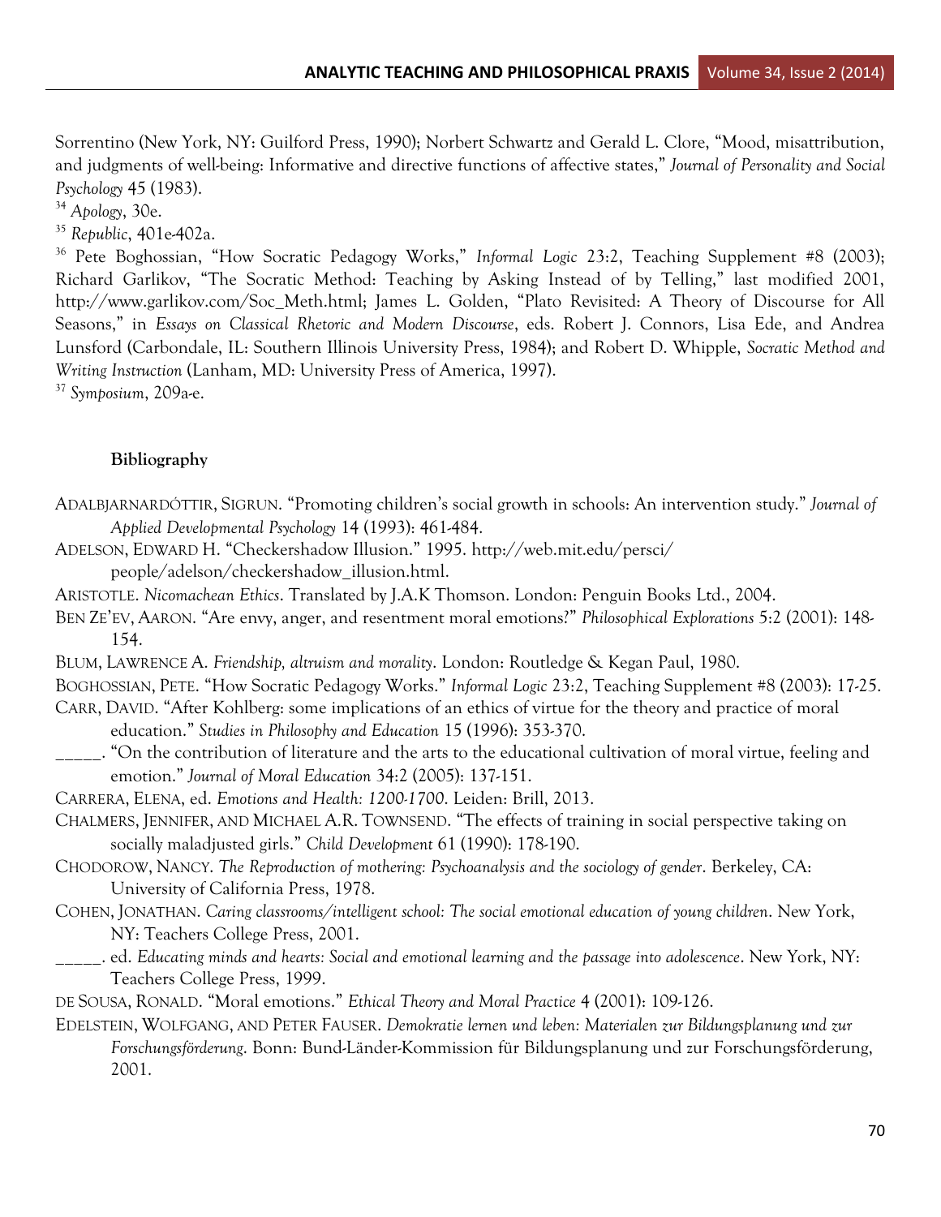Sorrentino (New York, NY: Guilford Press, 1990); Norbert Schwartz and Gerald L. Clore, "Mood, misattribution, and judgments of well-being: Informative and directive functions of affective states," *Journal of Personality and Social Psychology* 45 (1983).

[34] *Apology*, 30e.

[35] *Republic*, 401e-402a.

[36] Pete Boghossian, "How Socratic Pedagogy Works," *Informal Logic* 23:2, Teaching Supplement #8 (2003); Richard Garlikov, "The Socratic Method: Teaching by Asking Instead of by Telling," last modified 2001, http://www.garlikov.com/Soc_Meth.html; James L. Golden, "Plato Revisited: A Theory of Discourse for All Seasons," in *Essays on Classical Rhetoric and Modern Discourse*, eds. Robert J. Connors, Lisa Ede, and Andrea Lunsford (Carbondale, IL: Southern Illinois University Press, 1984); and Robert D. Whipple, *Socratic Method and Writing Instruction* (Lanham, MD: University Press of America, 1997).

[37] *Symposium*, 209a-e.

**Bibliography**

ADALBJARNARDÓTTIR, SIGRUN. "Promoting children's social growth in schools: An intervention study." *Journal of Applied Developmental Psychology* 14 (1993): 461-484.

ADELSON, EDWARD H. "Checkershadow Illusion." 1995. http://web.mit.edu/persci/people/adelson/checkershadow_illusion.html.

ARISTOTLE. *Nicomachean Ethics*. Translated by J.A.K Thomson. London: Penguin Books Ltd., 2004.

BEN ZE'EV, AARON. "Are envy, anger, and resentment moral emotions?" *Philosophical Explorations* 5:2 (2001): 148-154.

BLUM, LAWRENCE A. *Friendship, altruism and morality*. London: Routledge & Kegan Paul, 1980.

BOGHOSSIAN, PETE. "How Socratic Pedagogy Works." *Informal Logic* 23:2, Teaching Supplement #8 (2003): 17-25.

CARR, DAVID. "After Kohlberg: some implications of an ethics of virtue for the theory and practice of moral education." *Studies in Philosophy and Education* 15 (1996): 353-370.

_____. "On the contribution of literature and the arts to the educational cultivation of moral virtue, feeling and emotion." *Journal of Moral Education* 34:2 (2005): 137-151.

CARRERA, ELENA, ed. *Emotions and Health: 1200-1700*. Leiden: Brill, 2013.

CHALMERS, JENNIFER, AND MICHAEL A.R. TOWNSEND. "The effects of training in social perspective taking on socially maladjusted girls." *Child Development* 61 (1990): 178-190.

CHODOROW, NANCY. *The Reproduction of mothering: Psychoanalysis and the sociology of gender*. Berkeley, CA: University of California Press, 1978.

COHEN, JONATHAN. *Caring classrooms/intelligent school: The social emotional education of young children*. New York, NY: Teachers College Press, 2001.

_____. ed. *Educating minds and hearts: Social and emotional learning and the passage into adolescence*. New York, NY: Teachers College Press, 1999.

DE SOUSA, RONALD. "Moral emotions." *Ethical Theory and Moral Practice* 4 (2001): 109-126.

EDELSTEIN, WOLFGANG, AND PETER FAUSER. *Demokratie lernen und leben: Materialen zur Bildungsplanung und zur Forschungsförderung*. Bonn: Bund-Länder-Kommission für Bildungsplanung und zur Forschungsförderung, 2001.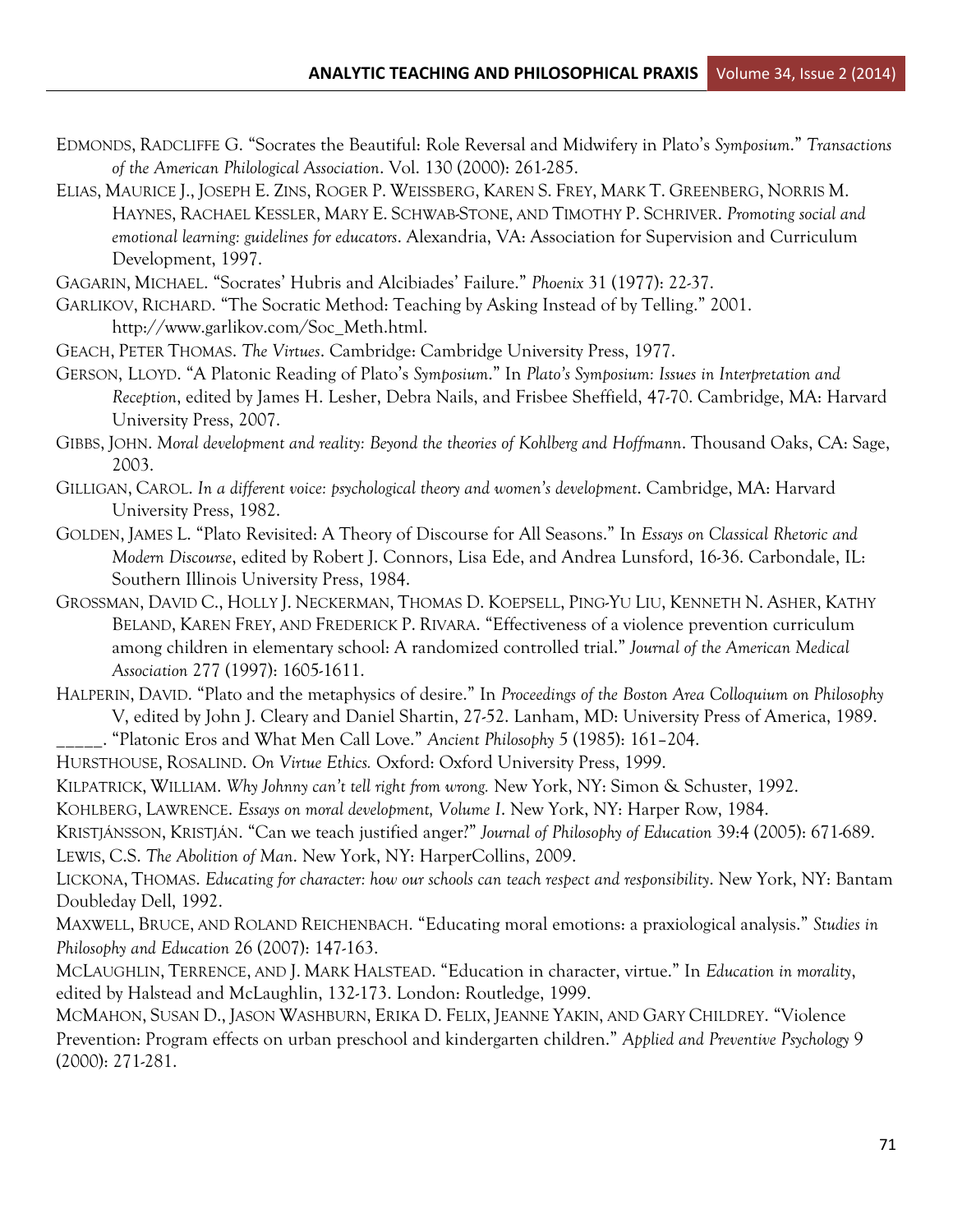EDMONDS, RADCLIFFE G. "Socrates the Beautiful: Role Reversal and Midwifery in Plato's *Symposium*." *Transactions of the American Philological Association*. Vol. 130 (2000): 261-285.

ELIAS, MAURICE J., JOSEPH E. ZINS, ROGER P. WEISSBERG, KAREN S. FREY, MARK T. GREENBERG, NORRIS M. HAYNES, RACHAEL KESSLER, MARY E. SCHWAB-STONE, AND TIMOTHY P. SCHRIVER. *Promoting social and emotional learning: guidelines for educators*. Alexandria, VA: Association for Supervision and Curriculum Development, 1997.

GAGARIN, MICHAEL. "Socrates' Hubris and Alcibiades' Failure." *Phoenix* 31 (1977): 22-37.

GARLIKOV, RICHARD. "The Socratic Method: Teaching by Asking Instead of by Telling." 2001. http://www.garlikov.com/Soc_Meth.html.

GEACH, PETER THOMAS. *The Virtues*. Cambridge: Cambridge University Press, 1977.

GERSON, LLOYD. "A Platonic Reading of Plato's *Symposium*." In *Plato's Symposium: Issues in Interpretation and Reception*, edited by James H. Lesher, Debra Nails, and Frisbee Sheffield, 47-70. Cambridge, MA: Harvard University Press, 2007.

GIBBS, JOHN. *Moral development and reality: Beyond the theories of Kohlberg and Hoffmann*. Thousand Oaks, CA: Sage, 2003.

GILLIGAN, CAROL. *In a different voice: psychological theory and women's development*. Cambridge, MA: Harvard University Press, 1982.

GOLDEN, JAMES L. "Plato Revisited: A Theory of Discourse for All Seasons." In *Essays on Classical Rhetoric and Modern Discourse*, edited by Robert J. Connors, Lisa Ede, and Andrea Lunsford, 16-36. Carbondale, IL: Southern Illinois University Press, 1984.

GROSSMAN, DAVID C., HOLLY J. NECKERMAN, THOMAS D. KOEPSELL, PING-YU LIU, KENNETH N. ASHER, KATHY BELAND, KAREN FREY, AND FREDERICK P. RIVARA. "Effectiveness of a violence prevention curriculum among children in elementary school: A randomized controlled trial." *Journal of the American Medical Association* 277 (1997): 1605-1611.

HALPERIN, DAVID. "Plato and the metaphysics of desire." In *Proceedings of the Boston Area Colloquium on Philosophy* V, edited by John J. Cleary and Daniel Shartin, 27-52. Lanham, MD: University Press of America, 1989.

_____. "Platonic Eros and What Men Call Love." *Ancient Philosophy* 5 (1985): 161–204.

HURSTHOUSE, ROSALIND. *On Virtue Ethics.* Oxford: Oxford University Press, 1999.

KILPATRICK, WILLIAM. *Why Johnny can't tell right from wrong.* New York, NY: Simon & Schuster, 1992.

KOHLBERG, LAWRENCE. *Essays on moral development, Volume I*. New York, NY: Harper Row, 1984.

KRISTJÁNSSON, KRISTJÁN. "Can we teach justified anger?" *Journal of Philosophy of Education* 39:4 (2005): 671-689.

LEWIS, C.S. *The Abolition of Man*. New York, NY: HarperCollins, 2009.

LICKONA, THOMAS. *Educating for character: how our schools can teach respect and responsibility*. New York, NY: Bantam Doubleday Dell, 1992.

MAXWELL, BRUCE, AND ROLAND REICHENBACH. "Educating moral emotions: a praxiological analysis." *Studies in Philosophy and Education* 26 (2007): 147-163.

MCLAUGHLIN, TERRENCE, AND J. MARK HALSTEAD. "Education in character, virtue." In *Education in morality*, edited by Halstead and McLaughlin, 132-173. London: Routledge, 1999.

MCMAHON, SUSAN D., JASON WASHBURN, ERIKA D. FELIX, JEANNE YAKIN, AND GARY CHILDREY. "Violence Prevention: Program effects on urban preschool and kindergarten children." *Applied and Preventive Psychology* 9 (2000): 271-281.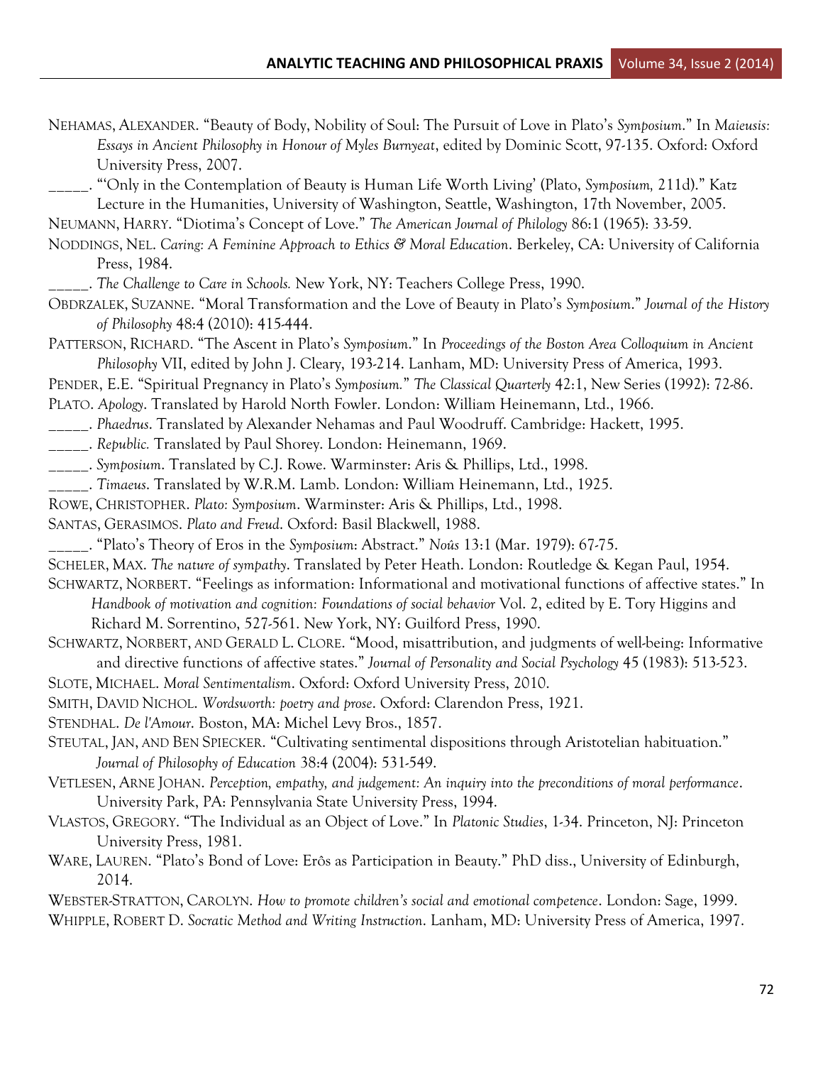NEHAMAS, ALEXANDER. "Beauty of Body, Nobility of Soul: The Pursuit of Love in Plato's *Symposium*." In *Maieusis: Essays in Ancient Philosophy in Honour of Myles Burnyeat*, edited by Dominic Scott, 97-135. Oxford: Oxford University Press, 2007.

_____. "'Only in the Contemplation of Beauty is Human Life Worth Living' (Plato, *Symposium,* 211d)." Katz Lecture in the Humanities, University of Washington, Seattle, Washington, 17th November, 2005.

NEUMANN, HARRY. "Diotima's Concept of Love." *The American Journal of Philology* 86:1 (1965): 33-59.

NODDINGS, NEL. *Caring: A Feminine Approach to Ethics & Moral Education*. Berkeley, CA: University of California Press, 1984.

_____. *The Challenge to Care in Schools.* New York, NY: Teachers College Press, 1990.

OBDRZALEK, SUZANNE. "Moral Transformation and the Love of Beauty in Plato's *Symposium*." *Journal of the History of Philosophy* 48:4 (2010): 415-444.

PATTERSON, RICHARD. "The Ascent in Plato's *Symposium*." In *Proceedings of the Boston Area Colloquium in Ancient Philosophy* VII, edited by John J. Cleary, 193-214. Lanham, MD: University Press of America, 1993.

PENDER, E.E. "Spiritual Pregnancy in Plato's *Symposium.*" *The Classical Quarterly* 42:1, New Series (1992): 72-86.

PLATO. *Apology*. Translated by Harold North Fowler. London: William Heinemann, Ltd., 1966.

_____. *Phaedrus*. Translated by Alexander Nehamas and Paul Woodruff. Cambridge: Hackett, 1995.

_____. *Republic.* Translated by Paul Shorey. London: Heinemann, 1969.

_____. *Symposium*. Translated by C.J. Rowe. Warminster: Aris & Phillips, Ltd., 1998.

_____. *Timaeus*. Translated by W.R.M. Lamb. London: William Heinemann, Ltd., 1925.

ROWE, CHRISTOPHER. *Plato: Symposium*. Warminster: Aris & Phillips, Ltd., 1998.

SANTAS, GERASIMOS. *Plato and Freud*. Oxford: Basil Blackwell, 1988.

_____. "Plato's Theory of Eros in the *Symposium*: Abstract." *Noûs* 13:1 (Mar. 1979): 67-75.

SCHELER, MAX. *The nature of sympathy*. Translated by Peter Heath. London: Routledge & Kegan Paul, 1954.

SCHWARTZ, NORBERT. "Feelings as information: Informational and motivational functions of affective states." In *Handbook of motivation and cognition: Foundations of social behavior* Vol. 2, edited by E. Tory Higgins and Richard M. Sorrentino, 527-561. New York, NY: Guilford Press, 1990.

SCHWARTZ, NORBERT, AND GERALD L. CLORE. "Mood, misattribution, and judgments of well-being: Informative and directive functions of affective states." *Journal of Personality and Social Psychology* 45 (1983): 513-523.

SLOTE, MICHAEL. *Moral Sentimentalism*. Oxford: Oxford University Press, 2010.

SMITH, DAVID NICHOL. *Wordsworth: poetry and prose*. Oxford: Clarendon Press, 1921.

STENDHAL. *De l'Amour*. Boston, MA: Michel Levy Bros., 1857.

STEUTAL, JAN, AND BEN SPIECKER. "Cultivating sentimental dispositions through Aristotelian habituation." *Journal of Philosophy of Education* 38:4 (2004): 531-549.

VETLESEN, ARNE JOHAN. *Perception, empathy, and judgement: An inquiry into the preconditions of moral performance*. University Park, PA: Pennsylvania State University Press, 1994.

VLASTOS, GREGORY. "The Individual as an Object of Love." In *Platonic Studies*, 1-34. Princeton, NJ: Princeton University Press, 1981.

WARE, LAUREN. "Plato's Bond of Love: Erôs as Participation in Beauty." PhD diss., University of Edinburgh, 2014.

WEBSTER-STRATTON, CAROLYN. *How to promote children's social and emotional competence*. London: Sage, 1999.

WHIPPLE, ROBERT D. *Socratic Method and Writing Instruction*. Lanham, MD: University Press of America, 1997.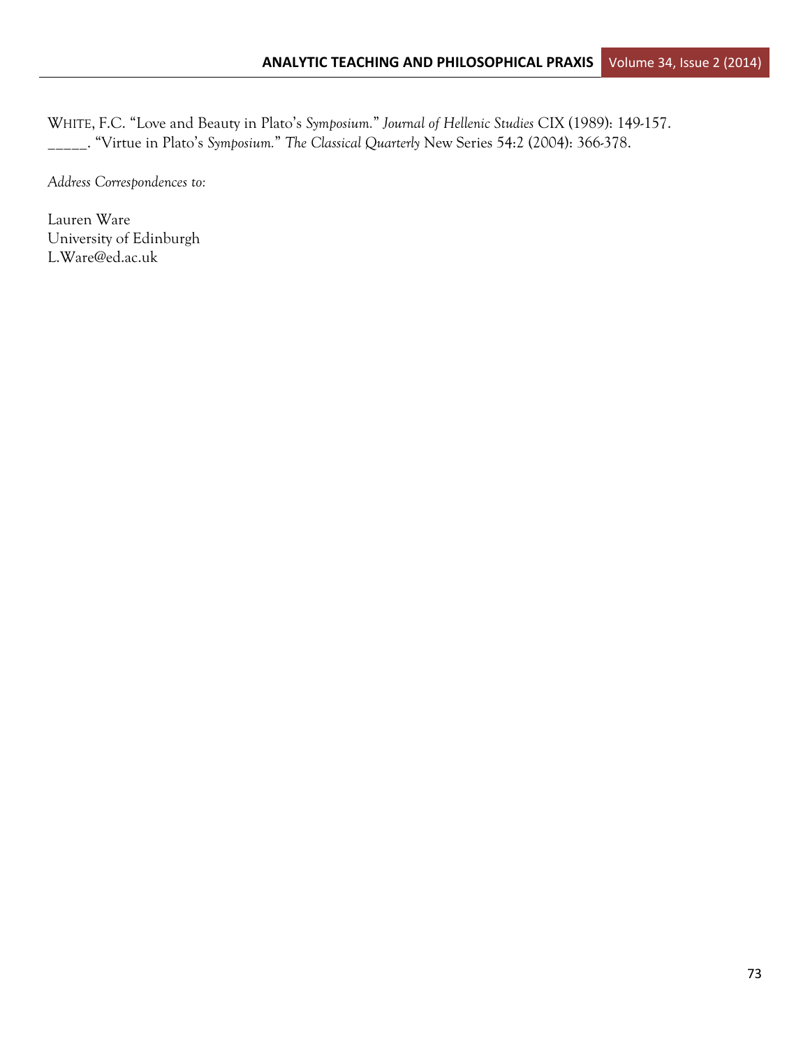WHITE, F.C. "Love and Beauty in Plato's *Symposium.*" *Journal of Hellenic Studies* CIX (1989): 149-157.

_____. "Virtue in Plato's *Symposium.*" *The Classical Quarterly* New Series 54:2 (2004): 366-378.

*Address Correspondences to:*

Lauren Ware
University of Edinburgh
L.Ware@ed.ac.uk